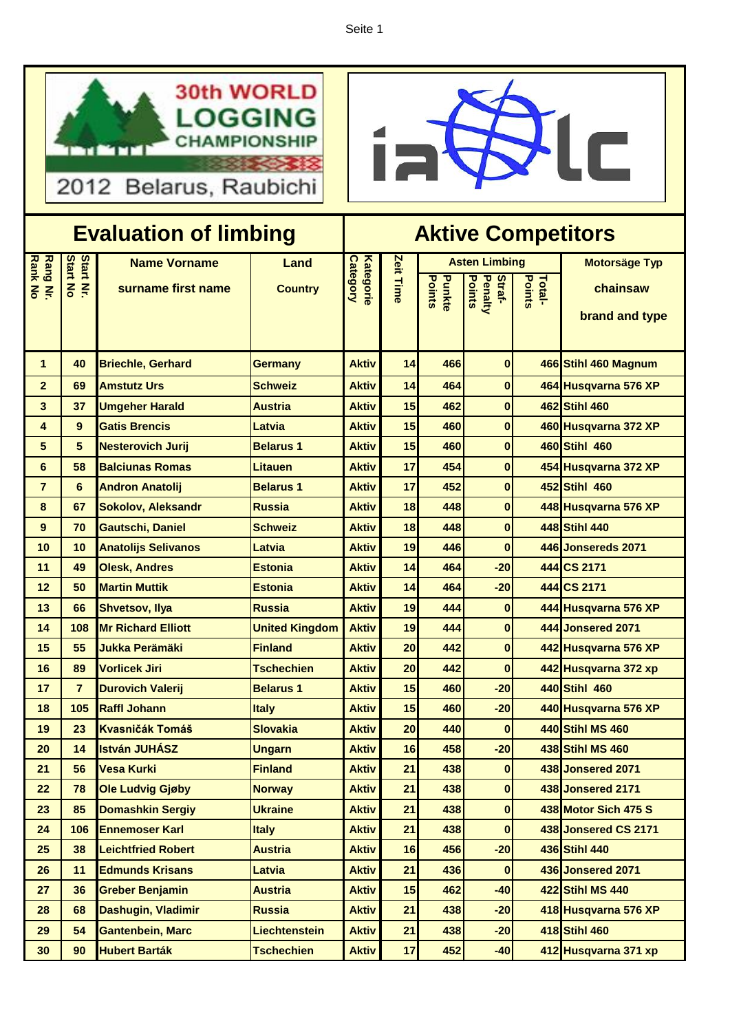30th WORLD LOGGING CHAMPIONSHIP

2012 Belarus, Raubichi

ialc

## Evaluation of limbing

## Aktive Competitors

| Rang Nr. Rank No | Start Nr. Start No | Name Vorname surname first name | Land Country | Kategorie Category | Zeit Time | Asten Limbing Punkte Points | Strafpunkte Penalty Points | Total-Points | Motorsäge Typ chainsaw brand and type |
|---|---|---|---|---|---|---|---|---|---|
| 1 | 40 | Briechle, Gerhard | Germany | Aktiv | 14 | 466 | 0 | 466 | Stihl 460 Magnum |
| 2 | 69 | Amstutz Urs | Schweiz | Aktiv | 14 | 464 | 0 | 464 | Husqvarna 576 XP |
| 3 | 37 | Umgeher Harald | Austria | Aktiv | 15 | 462 | 0 | 462 | Stihl 460 |
| 4 | 9 | Gatis Brencis | Latvia | Aktiv | 15 | 460 | 0 | 460 | Husqvarna 372 XP |
| 5 | 5 | Nesterovich Jurij | Belarus 1 | Aktiv | 15 | 460 | 0 | 460 | Stihl 460 |
| 6 | 58 | Balciunas Romas | Litauen | Aktiv | 17 | 454 | 0 | 454 | Husqvarna 372 XP |
| 7 | 6 | Andron Anatolij | Belarus 1 | Aktiv | 17 | 452 | 0 | 452 | Stihl 460 |
| 8 | 67 | Sokolov, Aleksandr | Russia | Aktiv | 18 | 448 | 0 | 448 | Husqvarna 576 XP |
| 9 | 70 | Gautschi, Daniel | Schweiz | Aktiv | 18 | 448 | 0 | 448 | Stihl 440 |
| 10 | 10 | Anatolijs Selivanos | Latvia | Aktiv | 19 | 446 | 0 | 446 | Jonsereds 2071 |
| 11 | 49 | Olesk, Andres | Estonia | Aktiv | 14 | 464 | -20 | 444 | CS 2171 |
| 12 | 50 | Martin Muttik | Estonia | Aktiv | 14 | 464 | -20 | 444 | CS 2171 |
| 13 | 66 | Shvetsov, Ilya | Russia | Aktiv | 19 | 444 | 0 | 444 | Husqvarna 576 XP |
| 14 | 108 | Mr Richard Elliott | United Kingdom | Aktiv | 19 | 444 | 0 | 444 | Jonsered 2071 |
| 15 | 55 | Jukka Perämäki | Finland | Aktiv | 20 | 442 | 0 | 442 | Husqvarna 576 XP |
| 16 | 89 | Vorlicek Jiri | Tschechien | Aktiv | 20 | 442 | 0 | 442 | Husqvarna 372 xp |
| 17 | 7 | Durovich Valerij | Belarus 1 | Aktiv | 15 | 460 | -20 | 440 | Stihl 460 |
| 18 | 105 | Raffl Johann | Italy | Aktiv | 15 | 460 | -20 | 440 | Husqvarna 576 XP |
| 19 | 23 | Kvasničák Tomáš | Slovakia | Aktiv | 20 | 440 | 0 | 440 | Stihl MS 460 |
| 20 | 14 | István JUHÁSZ | Ungarn | Aktiv | 16 | 458 | -20 | 438 | Stihl MS 460 |
| 21 | 56 | Vesa Kurki | Finland | Aktiv | 21 | 438 | 0 | 438 | Jonsered 2071 |
| 22 | 78 | Ole Ludvig Gjøby | Norway | Aktiv | 21 | 438 | 0 | 438 | Jonsered 2171 |
| 23 | 85 | Domashkin Sergiy | Ukraine | Aktiv | 21 | 438 | 0 | 438 | Motor Sich 475 S |
| 24 | 106 | Ennemoser Karl | Italy | Aktiv | 21 | 438 | 0 | 438 | Jonsered CS 2171 |
| 25 | 38 | Leichtfried Robert | Austria | Aktiv | 16 | 456 | -20 | 436 | Stihl 440 |
| 26 | 11 | Edmunds Krisans | Latvia | Aktiv | 21 | 436 | 0 | 436 | Jonsered 2071 |
| 27 | 36 | Greber Benjamin | Austria | Aktiv | 15 | 462 | -40 | 422 | Stihl MS 440 |
| 28 | 68 | Dashugin, Vladimir | Russia | Aktiv | 21 | 438 | -20 | 418 | Husqvarna 576 XP |
| 29 | 54 | Gantenbein, Marc | Liechtenstein | Aktiv | 21 | 438 | -20 | 418 | Stihl 460 |
| 30 | 90 | Hubert Barták | Tschechien | Aktiv | 17 | 452 | -40 | 412 | Husqvarna 371 xp |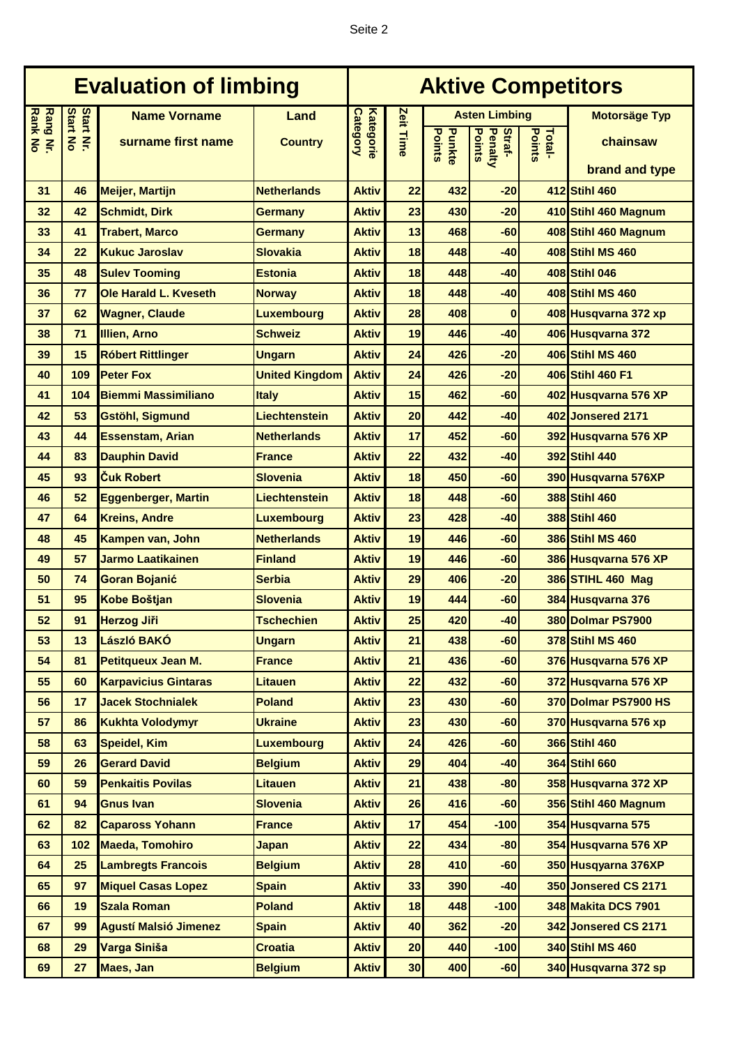| Evaluation of limbing | | | | Aktive Competitors | | | | | |
|---|---|---|---|---|---|---|---|---|---|
| Rang Nr. Rank No | Start Nr. Start No | Name Vorname surname first name | Land Country | Kategorie Category | Zeit Time | Asten Limbing Punkte Points | Straf- Penalty Points | Total- Points | Motorsäge Typ chainsaw brand and type |
| 31 | 46 | Meijer, Martijn | Netherlands | Aktiv | 22 | 432 | -20 | 412 | Stihl 460 |
| 32 | 42 | Schmidt, Dirk | Germany | Aktiv | 23 | 430 | -20 | 410 | Stihl 460 Magnum |
| 33 | 41 | Trabert, Marco | Germany | Aktiv | 13 | 468 | -60 | 408 | Stihl 460 Magnum |
| 34 | 22 | Kukuc Jaroslav | Slovakia | Aktiv | 18 | 448 | -40 | 408 | Stihl MS 460 |
| 35 | 48 | Sulev Tooming | Estonia | Aktiv | 18 | 448 | -40 | 408 | Stihl 046 |
| 36 | 77 | Ole Harald L. Kveseth | Norway | Aktiv | 18 | 448 | -40 | 408 | Stihl MS 460 |
| 37 | 62 | Wagner, Claude | Luxembourg | Aktiv | 28 | 408 | 0 | 408 | Husqvarna 372 xp |
| 38 | 71 | Illien, Arno | Schweiz | Aktiv | 19 | 446 | -40 | 406 | Husqvarna 372 |
| 39 | 15 | Róbert Rittlinger | Ungarn | Aktiv | 24 | 426 | -20 | 406 | Stihl MS 460 |
| 40 | 109 | Peter Fox | United Kingdom | Aktiv | 24 | 426 | -20 | 406 | Stihl 460 F1 |
| 41 | 104 | Biemmi Massimiliano | Italy | Aktiv | 15 | 462 | -60 | 402 | Husqvarna 576 XP |
| 42 | 53 | Gstöhl, Sigmund | Liechtenstein | Aktiv | 20 | 442 | -40 | 402 | Jonsered 2171 |
| 43 | 44 | Essenstam, Arian | Netherlands | Aktiv | 17 | 452 | -60 | 392 | Husqvarna 576 XP |
| 44 | 83 | Dauphin David | France | Aktiv | 22 | 432 | -40 | 392 | Stihl 440 |
| 45 | 93 | Čuk Robert | Slovenia | Aktiv | 18 | 450 | -60 | 390 | Husqvarna 576XP |
| 46 | 52 | Eggenberger, Martin | Liechtenstein | Aktiv | 18 | 448 | -60 | 388 | Stihl 460 |
| 47 | 64 | Kreins, Andre | Luxembourg | Aktiv | 23 | 428 | -40 | 388 | Stihl 460 |
| 48 | 45 | Kampen van, John | Netherlands | Aktiv | 19 | 446 | -60 | 386 | Stihl MS 460 |
| 49 | 57 | Jarmo Laatikainen | Finland | Aktiv | 19 | 446 | -60 | 386 | Husqvarna 576 XP |
| 50 | 74 | Goran Bojanić | Serbia | Aktiv | 29 | 406 | -20 | 386 | STIHL 460 Mag |
| 51 | 95 | Kobe Boštjan | Slovenia | Aktiv | 19 | 444 | -60 | 384 | Husqvarna 376 |
| 52 | 91 | Herzog Jiři | Tschechien | Aktiv | 25 | 420 | -40 | 380 | Dolmar PS7900 |
| 53 | 13 | László BAKÓ | Ungarn | Aktiv | 21 | 438 | -60 | 378 | Stihl MS 460 |
| 54 | 81 | Petitqueux Jean M. | France | Aktiv | 21 | 436 | -60 | 376 | Husqvarna 576 XP |
| 55 | 60 | Karpavicius Gintaras | Litauen | Aktiv | 22 | 432 | -60 | 372 | Husqvarna 576 XP |
| 56 | 17 | Jacek Stochnialek | Poland | Aktiv | 23 | 430 | -60 | 370 | Dolmar PS7900 HS |
| 57 | 86 | Kukhta Volodymyr | Ukraine | Aktiv | 23 | 430 | -60 | 370 | Husqvarna 576 xp |
| 58 | 63 | Speidel, Kim | Luxembourg | Aktiv | 24 | 426 | -60 | 366 | Stihl 460 |
| 59 | 26 | Gerard David | Belgium | Aktiv | 29 | 404 | -40 | 364 | Stihl 660 |
| 60 | 59 | Penkaitis Povilas | Litauen | Aktiv | 21 | 438 | -80 | 358 | Husqvarna 372 XP |
| 61 | 94 | Gnus Ivan | Slovenia | Aktiv | 26 | 416 | -60 | 356 | Stihl 460 Magnum |
| 62 | 82 | Capaross Yohann | France | Aktiv | 17 | 454 | -100 | 354 | Husqvarna 575 |
| 63 | 102 | Maeda, Tomohiro | Japan | Aktiv | 22 | 434 | -80 | 354 | Husqvarna 576 XP |
| 64 | 25 | Lambregts Francois | Belgium | Aktiv | 28 | 410 | -60 | 350 | Husqyarna 376XP |
| 65 | 97 | Miquel Casas Lopez | Spain | Aktiv | 33 | 390 | -40 | 350 | Jonsered CS 2171 |
| 66 | 19 | Szala Roman | Poland | Aktiv | 18 | 448 | -100 | 348 | Makita DCS 7901 |
| 67 | 99 | Agustí Malsió Jimenez | Spain | Aktiv | 40 | 362 | -20 | 342 | Jonsered CS 2171 |
| 68 | 29 | Varga Siniša | Croatia | Aktiv | 20 | 440 | -100 | 340 | Stihl MS 460 |
| 69 | 27 | Maes, Jan | Belgium | Aktiv | 30 | 400 | -60 | 340 | Husqvarna 372 sp |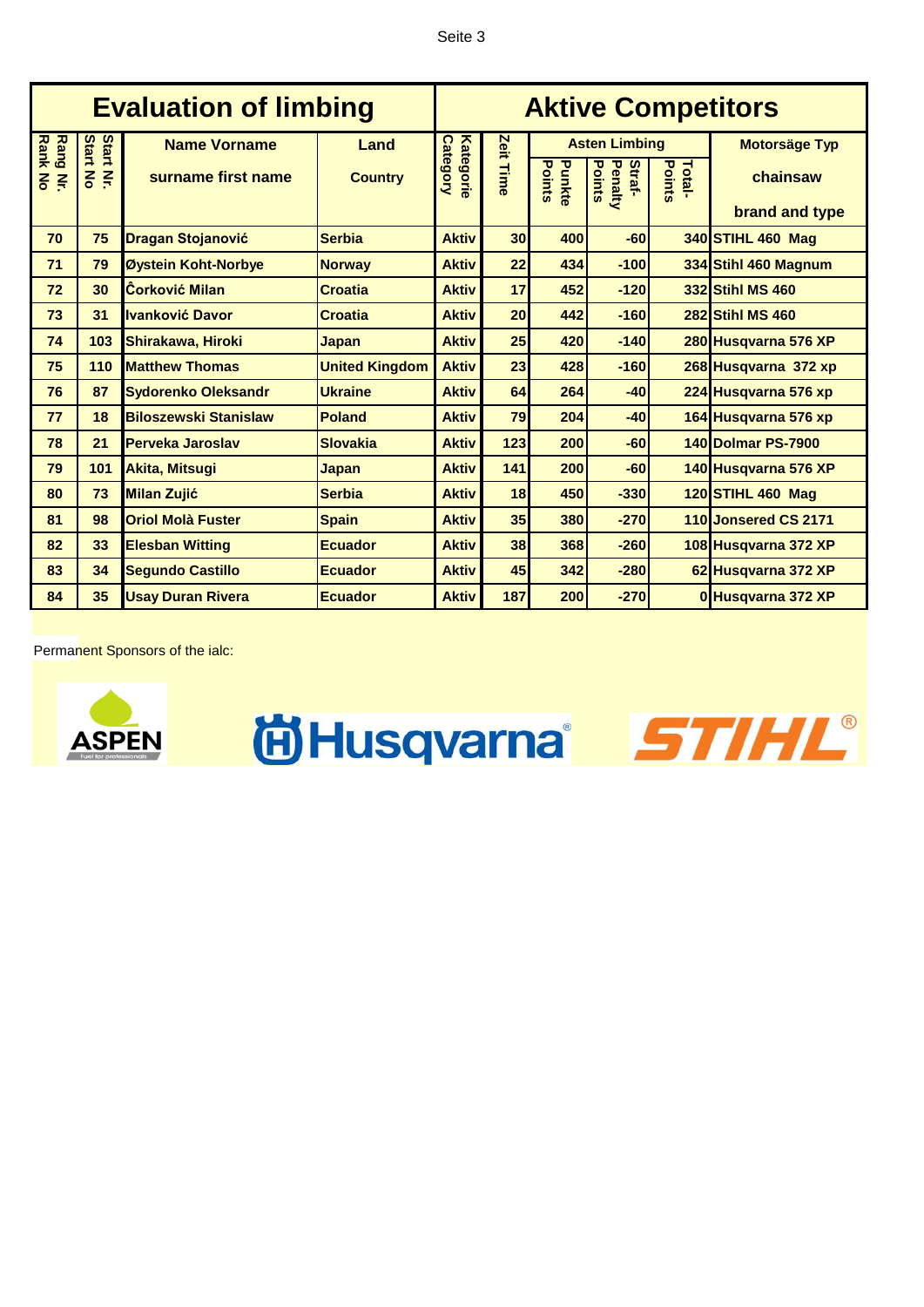| Evaluation of limbing | | | | Aktive Competitors | | | | | |
|---|---|---|---|---|---|---|---|---|---|
| Rang Nr. Rank No | Start Nr. Start No | Name Vorname surname first name | Land Country | Kategorie Category | Zeit Time | Asten Limbing | | | Motorsäge Typ chainsaw brand and type |
| | | | | | | Punkte Points | Straf- Penalty Points | Total- Points | |
| 70 | 75 | Dragan Stojanović | Serbia | Aktiv | 30 | 400 | -60 | 340 | STIHL 460 Mag |
| 71 | 79 | Øystein Koht-Norbye | Norway | Aktiv | 22 | 434 | -100 | 334 | Stihl 460 Magnum |
| 72 | 30 | Čorković Milan | Croatia | Aktiv | 17 | 452 | -120 | 332 | Stihl MS 460 |
| 73 | 31 | Ivanković Davor | Croatia | Aktiv | 20 | 442 | -160 | 282 | Stihl MS 460 |
| 74 | 103 | Shirakawa, Hiroki | Japan | Aktiv | 25 | 420 | -140 | 280 | Husqvarna 576 XP |
| 75 | 110 | Matthew Thomas | United Kingdom | Aktiv | 23 | 428 | -160 | 268 | Husqvarna 372 xp |
| 76 | 87 | Sydorenko Oleksandr | Ukraine | Aktiv | 64 | 264 | -40 | 224 | Husqvarna 576 xp |
| 77 | 18 | Biloszewski Stanislaw | Poland | Aktiv | 79 | 204 | -40 | 164 | Husqvarna 576 xp |
| 78 | 21 | Perveka Jaroslav | Slovakia | Aktiv | 123 | 200 | -60 | 140 | Dolmar PS-7900 |
| 79 | 101 | Akita, Mitsugi | Japan | Aktiv | 141 | 200 | -60 | 140 | Husqvarna 576 XP |
| 80 | 73 | Milan Zujić | Serbia | Aktiv | 18 | 450 | -330 | 120 | STIHL 460 Mag |
| 81 | 98 | Oriol Molà Fuster | Spain | Aktiv | 35 | 380 | -270 | 110 | Jonsered CS 2171 |
| 82 | 33 | Elesban Witting | Ecuador | Aktiv | 38 | 368 | -260 | 108 | Husqvarna 372 XP |
| 83 | 34 | Segundo Castillo | Ecuador | Aktiv | 45 | 342 | -280 | 62 | Husqvarna 372 XP |
| 84 | 35 | Usay Duran Rivera | Ecuador | Aktiv | 187 | 200 | -270 | 0 | Husqvarna 372 XP |

Permanent Sponsors of the ialc:

ASPEN Fuel for professionals

Husqvarna®

STIHL®